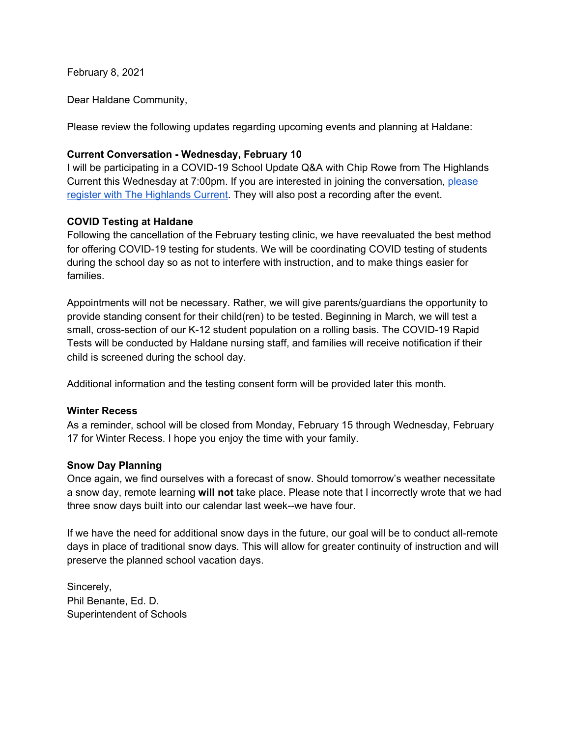February 8, 2021

Dear Haldane Community,

Please review the following updates regarding upcoming events and planning at Haldane:

**Current Conversation - Wednesday, February 10**

I will be participating in a COVID-19 School Update Q&A with Chip Rowe from The Highlands Current this Wednesday at 7:00pm. If you are interested in joining the conversation, please register with The Highlands Current. They will also post a recording after the event.

**COVID Testing at Haldane**

Following the cancellation of the February testing clinic, we have reevaluated the best method for offering COVID-19 testing for students. We will be coordinating COVID testing of students during the school day so as not to interfere with instruction, and to make things easier for families.

Appointments will not be necessary. Rather, we will give parents/guardians the opportunity to provide standing consent for their child(ren) to be tested. Beginning in March, we will test a small, cross-section of our K-12 student population on a rolling basis. The COVID-19 Rapid Tests will be conducted by Haldane nursing staff, and families will receive notification if their child is screened during the school day.

Additional information and the testing consent form will be provided later this month.

**Winter Recess**

As a reminder, school will be closed from Monday, February 15 through Wednesday, February 17 for Winter Recess. I hope you enjoy the time with your family.

**Snow Day Planning**

Once again, we find ourselves with a forecast of snow. Should tomorrow's weather necessitate a snow day, remote learning **will not** take place. Please note that I incorrectly wrote that we had three snow days built into our calendar last week--we have four.

If we have the need for additional snow days in the future, our goal will be to conduct all-remote days in place of traditional snow days. This will allow for greater continuity of instruction and will preserve the planned school vacation days.

Sincerely,
Phil Benante, Ed. D.
Superintendent of Schools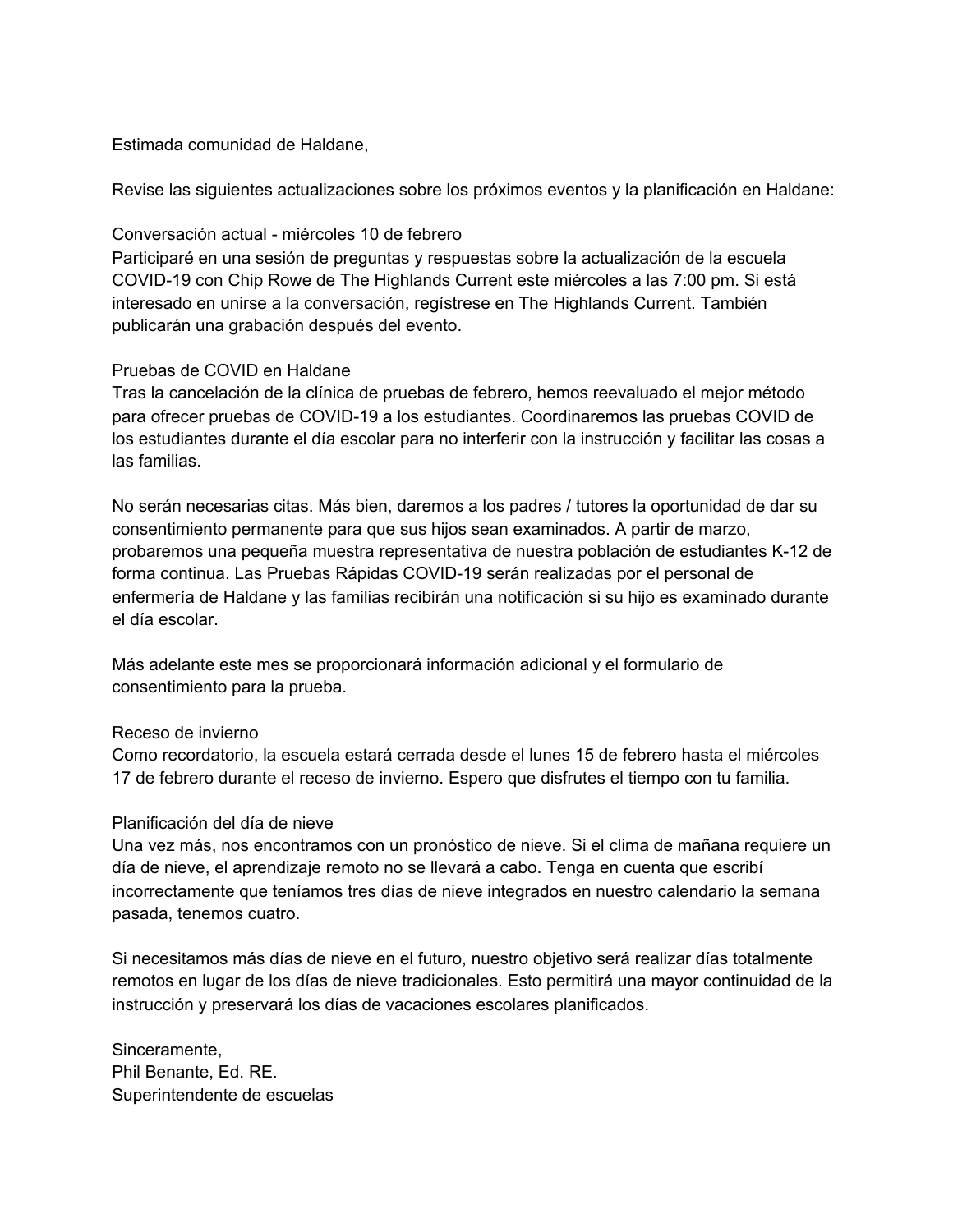Estimada comunidad de Haldane,

Revise las siguientes actualizaciones sobre los próximos eventos y la planificación en Haldane:

Conversación actual - miércoles 10 de febrero
Participaré en una sesión de preguntas y respuestas sobre la actualización de la escuela COVID-19 con Chip Rowe de The Highlands Current este miércoles a las 7:00 pm. Si está interesado en unirse a la conversación, regístrese en The Highlands Current. También publicarán una grabación después del evento.

Pruebas de COVID en Haldane
Tras la cancelación de la clínica de pruebas de febrero, hemos reevaluado el mejor método para ofrecer pruebas de COVID-19 a los estudiantes. Coordinaremos las pruebas COVID de los estudiantes durante el día escolar para no interferir con la instrucción y facilitar las cosas a las familias.

No serán necesarias citas. Más bien, daremos a los padres / tutores la oportunidad de dar su consentimiento permanente para que sus hijos sean examinados. A partir de marzo, probaremos una pequeña muestra representativa de nuestra población de estudiantes K-12 de forma continua. Las Pruebas Rápidas COVID-19 serán realizadas por el personal de enfermería de Haldane y las familias recibirán una notificación si su hijo es examinado durante el día escolar.

Más adelante este mes se proporcionará información adicional y el formulario de consentimiento para la prueba.

Receso de invierno
Como recordatorio, la escuela estará cerrada desde el lunes 15 de febrero hasta el miércoles 17 de febrero durante el receso de invierno. Espero que disfrutes el tiempo con tu familia.

Planificación del día de nieve
Una vez más, nos encontramos con un pronóstico de nieve. Si el clima de mañana requiere un día de nieve, el aprendizaje remoto no se llevará a cabo. Tenga en cuenta que escribí incorrectamente que teníamos tres días de nieve integrados en nuestro calendario la semana pasada, tenemos cuatro.

Si necesitamos más días de nieve en el futuro, nuestro objetivo será realizar días totalmente remotos en lugar de los días de nieve tradicionales. Esto permitirá una mayor continuidad de la instrucción y preservará los días de vacaciones escolares planificados.

Sinceramente,
Phil Benante, Ed. RE.
Superintendente de escuelas